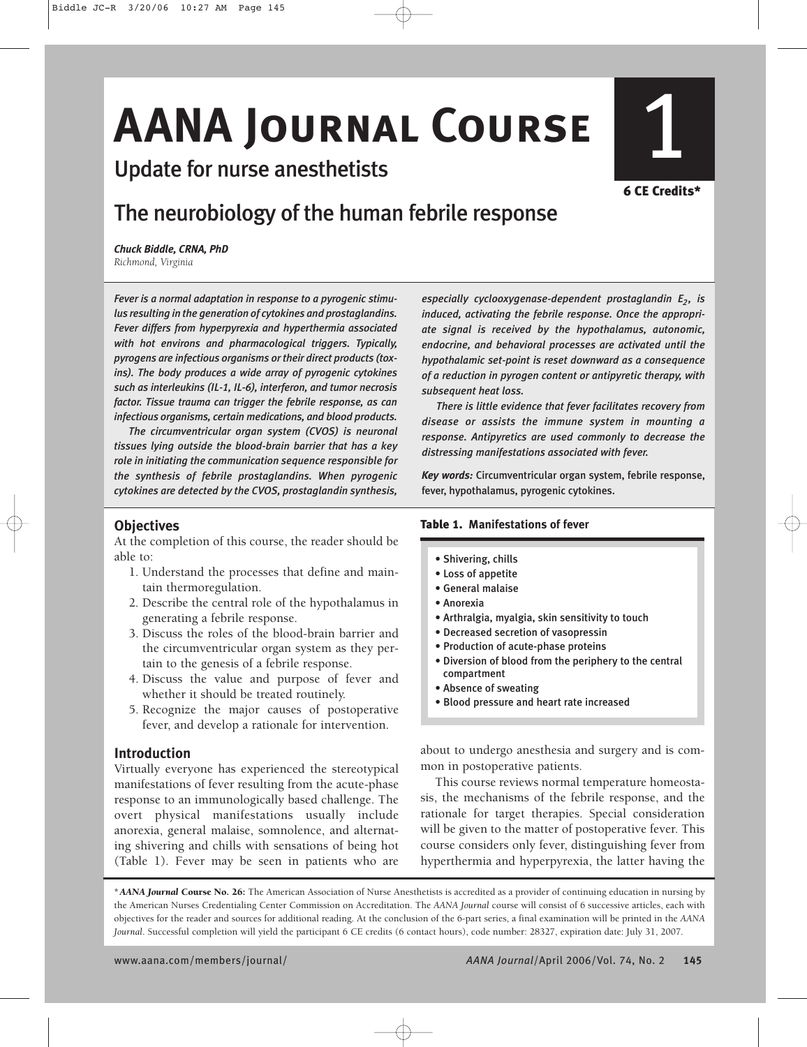# AANA Journal Course

## Update for nurse anesthetists

**1**

**6 CE Credits***

## The neurobiology of the human febrile response

***Chuck Biddle, CRNA, PhD***
*Richmond, Virginia*

*Fever is a normal adaptation in response to a pyrogenic stimulus resulting in the generation of cytokines and prostaglandins. Fever differs from hyperpyrexia and hyperthermia associated with hot environs and pharmacological triggers. Typically, pyrogens are infectious organisms or their direct products (toxins). The body produces a wide array of pyrogenic cytokines such as interleukins (IL-1, IL-6), interferon, and tumor necrosis factor. Tissue trauma can trigger the febrile response, as can infectious organisms, certain medications, and blood products.*

*The circumventricular organ system (CVOS) is neuronal tissues lying outside the blood-brain barrier that has a key role in initiating the communication sequence responsible for the synthesis of febrile prostaglandins. When pyrogenic cytokines are detected by the CVOS, prostaglandin synthesis, especially cyclooxygenase-dependent prostaglandin $E_2$, is induced, activating the febrile response. Once the appropriate signal is received by the hypothalamus, autonomic, endocrine, and behavioral processes are activated until the hypothalamic set-point is reset downward as a consequence of a reduction in pyrogen content or antipyretic therapy, with subsequent heat loss.*

*There is little evidence that fever facilitates recovery from disease or assists the immune system in mounting a response. Antipyretics are used commonly to decrease the distressing manifestations associated with fever.*

***Key words:*** Circumventricular organ system, febrile response, fever, hypothalamus, pyrogenic cytokines.

### Objectives

At the completion of this course, the reader should be able to:

1. Understand the processes that define and maintain thermoregulation.
2. Describe the central role of the hypothalamus in generating a febrile response.
3. Discuss the roles of the blood-brain barrier and the circumventricular organ system as they pertain to the genesis of a febrile response.
4. Discuss the value and purpose of fever and whether it should be treated routinely.
5. Recognize the major causes of postoperative fever, and develop a rationale for intervention.

### Introduction

Virtually everyone has experienced the stereotypical manifestations of fever resulting from the acute-phase response to an immunologically based challenge. The overt physical manifestations usually include anorexia, general malaise, somnolence, and alternating shivering and chills with sensations of being hot (Table 1). Fever may be seen in patients who are about to undergo anesthesia and surgery and is common in postoperative patients.

**Table 1. Manifestations of fever**

- Shivering, chills
- Loss of appetite
- General malaise
- Anorexia
- Arthralgia, myalgia, skin sensitivity to touch
- Decreased secretion of vasopressin
- Production of acute-phase proteins
- Diversion of blood from the periphery to the central compartment
- Absence of sweating
- Blood pressure and heart rate increased

This course reviews normal temperature homeostasis, the mechanisms of the febrile response, and the rationale for target therapies. Special consideration will be given to the matter of postoperative fever. This course considers only fever, distinguishing fever from hyperthermia and hyperpyrexia, the latter having the

\****AANA Journal* Course No. 26:** The American Association of Nurse Anesthetists is accredited as a provider of continuing education in nursing by the American Nurses Credentialing Center Commission on Accreditation. The *AANA Journal* course will consist of 6 successive articles, each with objectives for the reader and sources for additional reading. At the conclusion of the 6-part series, a final examination will be printed in the *AANA Journal*. Successful completion will yield the participant 6 CE credits (6 contact hours), code number: 28327, expiration date: July 31, 2007.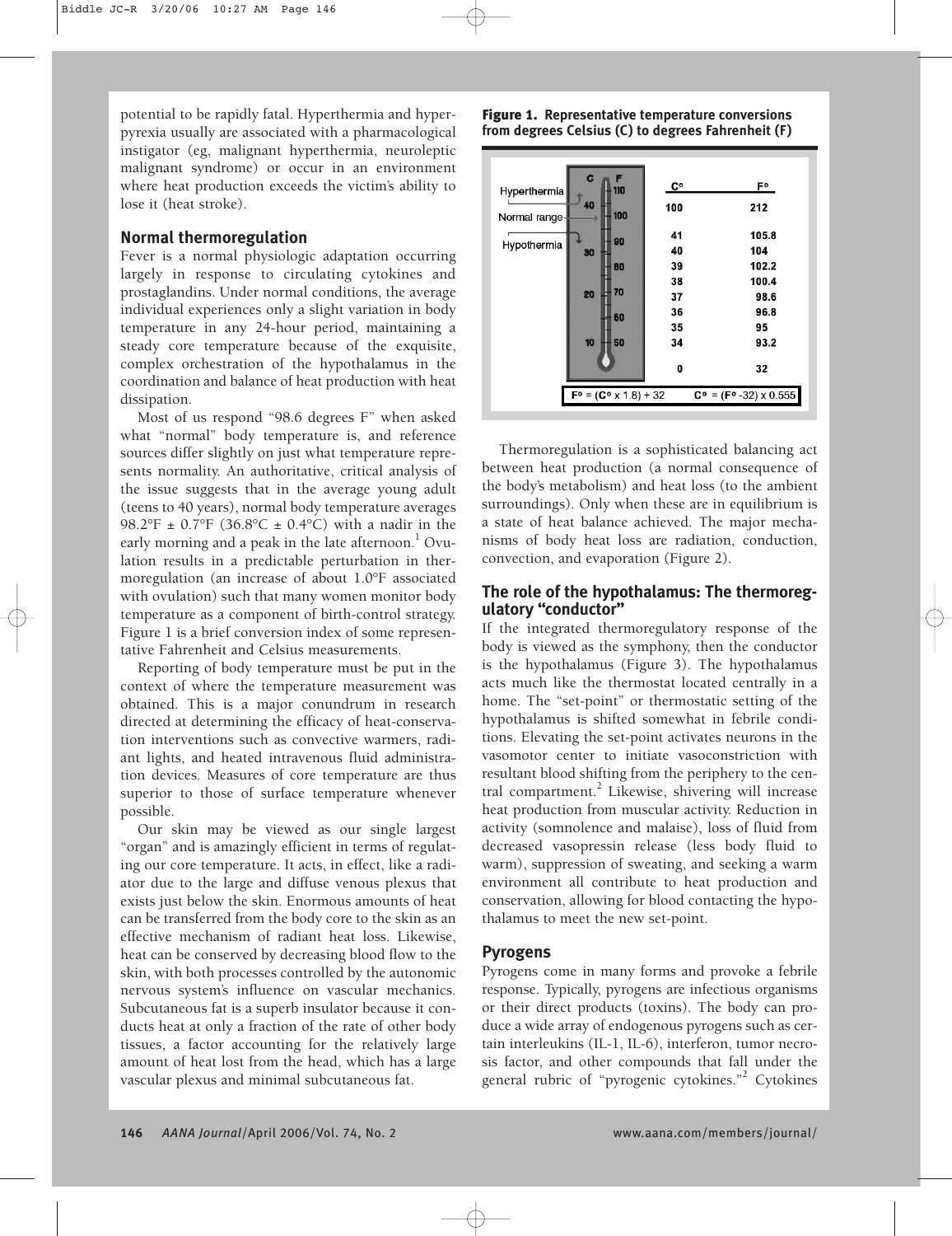potential to be rapidly fatal. Hyperthermia and hyperpyrexia usually are associated with a pharmacological instigator (eg, malignant hyperthermia, neuroleptic malignant syndrome) or occur in an environment where heat production exceeds the victim's ability to lose it (heat stroke).

## Normal thermoregulation

Fever is a normal physiologic adaptation occurring largely in response to circulating cytokines and prostaglandins. Under normal conditions, the average individual experiences only a slight variation in body temperature in any 24-hour period, maintaining a steady core temperature because of the exquisite, complex orchestration of the hypothalamus in the coordination and balance of heat production with heat dissipation.

Most of us respond "98.6 degrees F" when asked what "normal" body temperature is, and reference sources differ slightly on just what temperature represents normality. An authoritative, critical analysis of the issue suggests that in the average young adult (teens to 40 years), normal body temperature averages 98.2°F ± 0.7°F (36.8°C ± 0.4°C) with a nadir in the early morning and a peak in the late afternoon.[1] Ovulation results in a predictable perturbation in thermoregulation (an increase of about 1.0°F associated with ovulation) such that many women monitor body temperature as a component of birth-control strategy. Figure 1 is a brief conversion index of some representative Fahrenheit and Celsius measurements.

Reporting of body temperature must be put in the context of where the temperature measurement was obtained. This is a major conundrum in research directed at determining the efficacy of heat-conservation interventions such as convective warmers, radiant lights, and heated intravenous fluid administration devices. Measures of core temperature are thus superior to those of surface temperature whenever possible.

Our skin may be viewed as our single largest "organ" and is amazingly efficient in terms of regulating our core temperature. It acts, in effect, like a radiator due to the large and diffuse venous plexus that exists just below the skin. Enormous amounts of heat can be transferred from the body core to the skin as an effective mechanism of radiant heat loss. Likewise, heat can be conserved by decreasing blood flow to the skin, with both processes controlled by the autonomic nervous system's influence on vascular mechanics. Subcutaneous fat is a superb insulator because it conducts heat at only a fraction of the rate of other body tissues, a factor accounting for the relatively large amount of heat lost from the head, which has a large vascular plexus and minimal subcutaneous fat.

**Figure 1. Representative temperature conversions from degrees Celsius (C) to degrees Fahrenheit (F)**

| C° | F° |
|---|---|
| 100 | 212 |
| 41 | 105.8 |
| 40 | 104 |
| 39 | 102.2 |
| 38 | 100.4 |
| 37 | 98.6 |
| 36 | 96.8 |
| 35 | 95 |
| 34 | 93.2 |
| 0 | 32 |

F° = (C° x 1.8) + 32    C° = (F° -32) x 0.555

Thermoregulation is a sophisticated balancing act between heat production (a normal consequence of the body's metabolism) and heat loss (to the ambient surroundings). Only when these are in equilibrium is a state of heat balance achieved. The major mechanisms of body heat loss are radiation, conduction, convection, and evaporation (Figure 2).

## The role of the hypothalamus: The thermoregulatory "conductor"

If the integrated thermoregulatory response of the body is viewed as the symphony, then the conductor is the hypothalamus (Figure 3). The hypothalamus acts much like the thermostat located centrally in a home. The "set-point" or thermostatic setting of the hypothalamus is shifted somewhat in febrile conditions. Elevating the set-point activates neurons in the vasomotor center to initiate vasoconstriction with resultant blood shifting from the periphery to the central compartment.[2] Likewise, shivering will increase heat production from muscular activity. Reduction in activity (somnolence and malaise), loss of fluid from decreased vasopressin release (less body fluid to warm), suppression of sweating, and seeking a warm environment all contribute to heat production and conservation, allowing for blood contacting the hypothalamus to meet the new set-point.

## Pyrogens

Pyrogens come in many forms and provoke a febrile response. Typically, pyrogens are infectious organisms or their direct products (toxins). The body can produce a wide array of endogenous pyrogens such as certain interleukins (IL-1, IL-6), interferon, tumor necrosis factor, and other compounds that fall under the general rubric of "pyrogenic cytokines."[2] Cytokines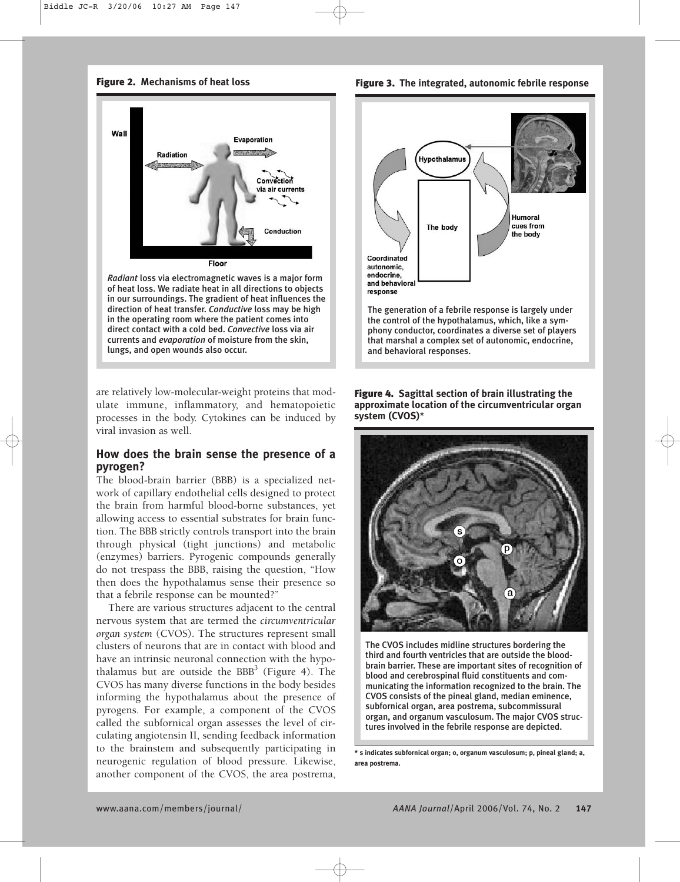**Figure 2. Mechanisms of heat loss**

*Radiant* loss via electromagnetic waves is a major form of heat loss. We radiate heat in all directions to objects in our surroundings. The gradient of heat influences the direction of heat transfer. *Conductive* loss may be high in the operating room where the patient comes into direct contact with a cold bed. *Convective* loss via air currents and *evaporation* of moisture from the skin, lungs, and open wounds also occur.

**Figure 3. The integrated, autonomic febrile response**

The generation of a febrile response is largely under the control of the hypothalamus, which, like a symphony conductor, coordinates a diverse set of players that marshal a complex set of autonomic, endocrine, and behavioral responses.

are relatively low-molecular-weight proteins that modulate immune, inflammatory, and hematopoietic processes in the body. Cytokines can be induced by viral invasion as well.

## How does the brain sense the presence of a pyrogen?

The blood-brain barrier (BBB) is a specialized network of capillary endothelial cells designed to protect the brain from harmful blood-borne substances, yet allowing access to essential substrates for brain function. The BBB strictly controls transport into the brain through physical (tight junctions) and metabolic (enzymes) barriers. Pyrogenic compounds generally do not trespass the BBB, raising the question, "How then does the hypothalamus sense their presence so that a febrile response can be mounted?"

There are various structures adjacent to the central nervous system that are termed the *circumventricular organ system* (CVOS). The structures represent small clusters of neurons that are in contact with blood and have an intrinsic neuronal connection with the hypothalamus but are outside the BBB[3] (Figure 4). The CVOS has many diverse functions in the body besides informing the hypothalamus about the presence of pyrogens. For example, a component of the CVOS called the subfornical organ assesses the level of circulating angiotensin II, sending feedback information to the brainstem and subsequently participating in neurogenic regulation of blood pressure. Likewise, another component of the CVOS, the area postrema,

**Figure 4. Sagittal section of brain illustrating the approximate location of the circumventricular organ system (CVOS)***

The CVOS includes midline structures bordering the third and fourth ventricles that are outside the blood-brain barrier. These are important sites of recognition of blood and cerebrospinal fluid constituents and communicating the information recognized to the brain. The CVOS consists of the pineal gland, median eminence, subfornical organ, area postrema, subcommissural organ, and organum vasculosum. The major CVOS structures involved in the febrile response are depicted.

* s indicates subfornical organ; o, organum vasculosum; p, pineal gland; a, area postrema.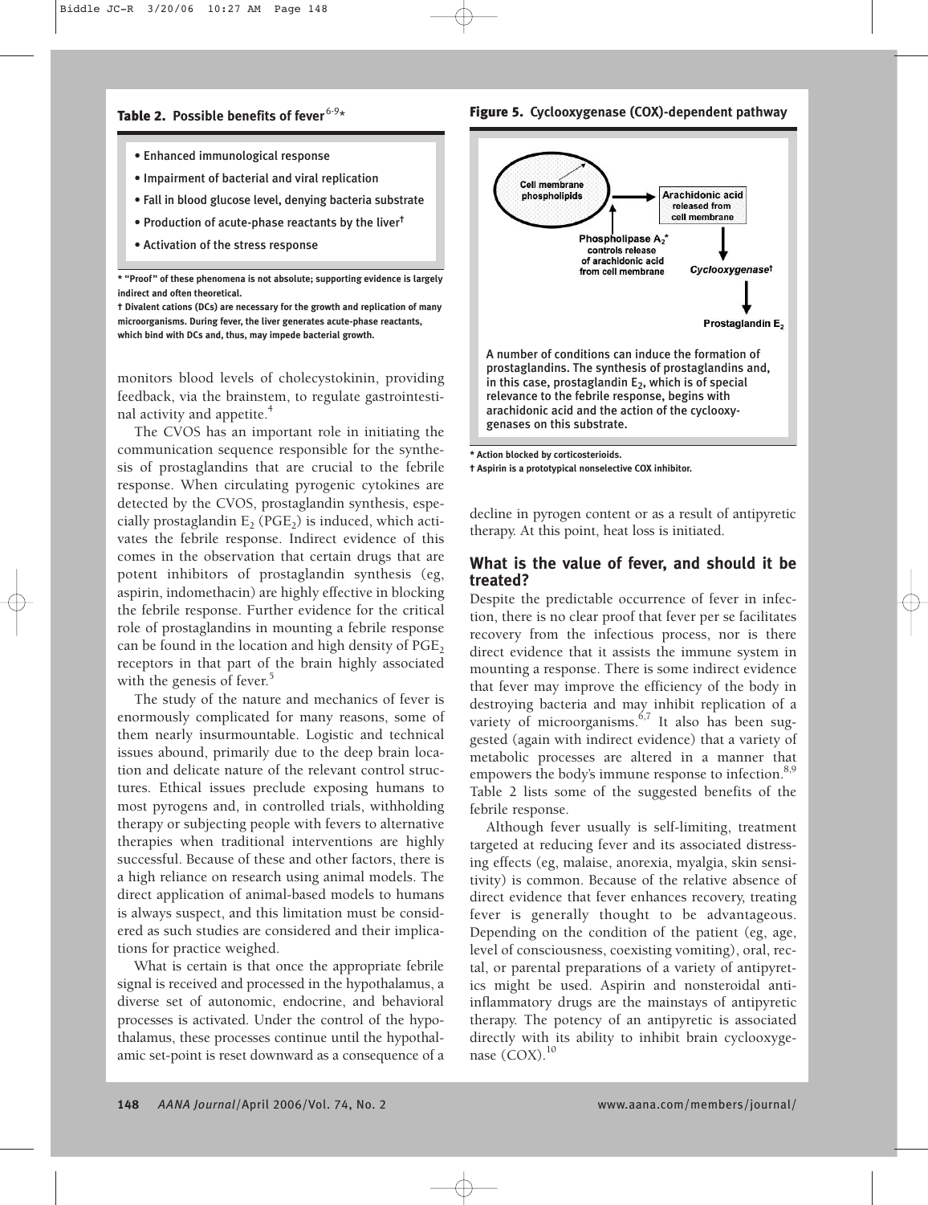**Table 2. Possible benefits of fever[6-9]***

- Enhanced immunological response
- Impairment of bacterial and viral replication
- Fall in blood glucose level, denying bacteria substrate
- Production of acute-phase reactants by the liver†
- Activation of the stress response

* "Proof" of these phenomena is not absolute; supporting evidence is largely indirect and often theoretical.

† Divalent cations (DCs) are necessary for the growth and replication of many microorganisms. During fever, the liver generates acute-phase reactants, which bind with DCs and, thus, may impede bacterial growth.

**Figure 5. Cyclooxygenase (COX)-dependent pathway**

Cell membrane phospholipids → Arachidonic acid released from cell membrane → *Cyclooxygenase*† → Prostaglandin $E_2$

Phospholipase $A_2$* controls release of arachidonic acid from cell membrane

A number of conditions can induce the formation of prostaglandins. The synthesis of prostaglandins and, in this case, prostaglandin $E_2$, which is of special relevance to the febrile response, begins with arachidonic acid and the action of the cyclooxygenases on this substrate.

* Action blocked by corticosterioids.

† Aspirin is a prototypical nonselective COX inhibitor.

monitors blood levels of cholecystokinin, providing feedback, via the brainstem, to regulate gastrointestinal activity and appetite.[4]

The CVOS has an important role in initiating the communication sequence responsible for the synthesis of prostaglandins that are crucial to the febrile response. When circulating pyrogenic cytokines are detected by the CVOS, prostaglandin synthesis, especially prostaglandin $E_2$ ($PGE_2$) is induced, which activates the febrile response. Indirect evidence of this comes in the observation that certain drugs that are potent inhibitors of prostaglandin synthesis (eg, aspirin, indomethacin) are highly effective in blocking the febrile response. Further evidence for the critical role of prostaglandins in mounting a febrile response can be found in the location and high density of $PGE_2$ receptors in that part of the brain highly associated with the genesis of fever.[5]

The study of the nature and mechanics of fever is enormously complicated for many reasons, some of them nearly insurmountable. Logistic and technical issues abound, primarily due to the deep brain location and delicate nature of the relevant control structures. Ethical issues preclude exposing humans to most pyrogens and, in controlled trials, withholding therapy or subjecting people with fevers to alternative therapies when traditional interventions are highly successful. Because of these and other factors, there is a high reliance on research using animal models. The direct application of animal-based models to humans is always suspect, and this limitation must be considered as such studies are considered and their implications for practice weighed.

What is certain is that once the appropriate febrile signal is received and processed in the hypothalamus, a diverse set of autonomic, endocrine, and behavioral processes is activated. Under the control of the hypothalamus, these processes continue until the hypothalamic set-point is reset downward as a consequence of a decline in pyrogen content or as a result of antipyretic therapy. At this point, heat loss is initiated.

## What is the value of fever, and should it be treated?

Despite the predictable occurrence of fever in infection, there is no clear proof that fever per se facilitates recovery from the infectious process, nor is there direct evidence that it assists the immune system in mounting a response. There is some indirect evidence that fever may improve the efficiency of the body in destroying bacteria and may inhibit replication of a variety of microorganisms.[6,7] It also has been suggested (again with indirect evidence) that a variety of metabolic processes are altered in a manner that empowers the body's immune response to infection.[8,9] Table 2 lists some of the suggested benefits of the febrile response.

Although fever usually is self-limiting, treatment targeted at reducing fever and its associated distressing effects (eg, malaise, anorexia, myalgia, skin sensitivity) is common. Because of the relative absence of direct evidence that fever enhances recovery, treating fever is generally thought to be advantageous. Depending on the condition of the patient (eg, age, level of consciousness, coexisting vomiting), oral, rectal, or parental preparations of a variety of antipyretics might be used. Aspirin and nonsteroidal anti-inflammatory drugs are the mainstays of antipyretic therapy. The potency of an antipyretic is associated directly with its ability to inhibit brain cyclooxygenase (COX).[10]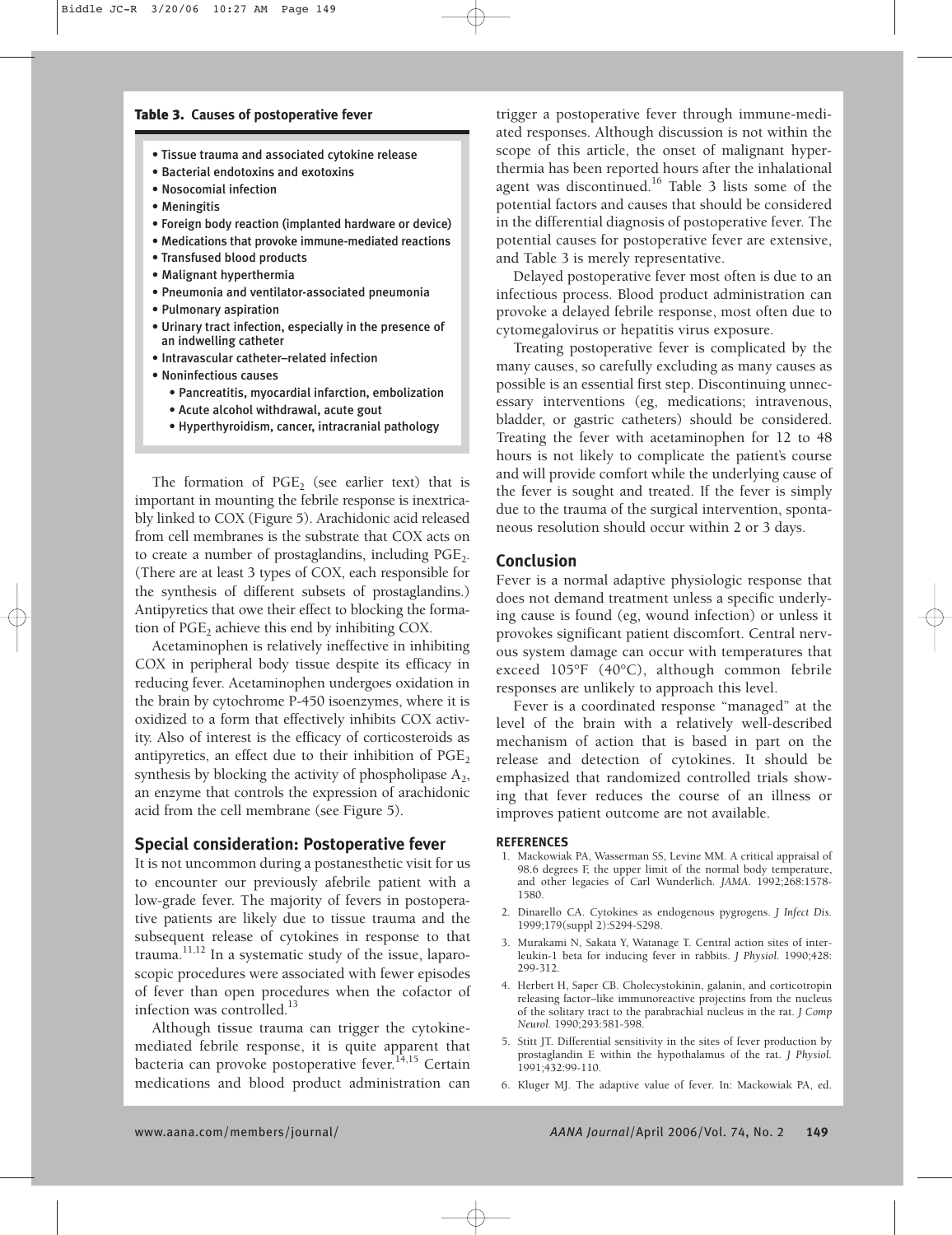**Table 3. Causes of postoperative fever**

- Tissue trauma and associated cytokine release
- Bacterial endotoxins and exotoxins
- Nosocomial infection
- Meningitis
- Foreign body reaction (implanted hardware or device)
- Medications that provoke immune-mediated reactions
- Transfused blood products
- Malignant hyperthermia
- Pneumonia and ventilator-associated pneumonia
- Pulmonary aspiration
- Urinary tract infection, especially in the presence of an indwelling catheter
- Intravascular catheter–related infection
- Noninfectious causes
  - Pancreatitis, myocardial infarction, embolization
  - Acute alcohol withdrawal, acute gout
  - Hyperthyroidism, cancer, intracranial pathology

The formation of $PGE_2$ (see earlier text) that is important in mounting the febrile response is inextricably linked to COX (Figure 5). Arachidonic acid released from cell membranes is the substrate that COX acts on to create a number of prostaglandins, including $PGE_2$. (There are at least 3 types of COX, each responsible for the synthesis of different subsets of prostaglandins.) Antipyretics that owe their effect to blocking the formation of $PGE_2$ achieve this end by inhibiting COX.

Acetaminophen is relatively ineffective in inhibiting COX in peripheral body tissue despite its efficacy in reducing fever. Acetaminophen undergoes oxidation in the brain by cytochrome P-450 isoenzymes, where it is oxidized to a form that effectively inhibits COX activity. Also of interest is the efficacy of corticosteroids as antipyretics, an effect due to their inhibition of $PGE_2$ synthesis by blocking the activity of phospholipase $A_2$, an enzyme that controls the expression of arachidonic acid from the cell membrane (see Figure 5).

## Special consideration: Postoperative fever

It is not uncommon during a postanesthetic visit for us to encounter our previously afebrile patient with a low-grade fever. The majority of fevers in postoperative patients are likely due to tissue trauma and the subsequent release of cytokines in response to that trauma.[11,12] In a systematic study of the issue, laparoscopic procedures were associated with fewer episodes of fever than open procedures when the cofactor of infection was controlled.[13]

Although tissue trauma can trigger the cytokine-mediated febrile response, it is quite apparent that bacteria can provoke postoperative fever.[14,15] Certain medications and blood product administration can trigger a postoperative fever through immune-mediated responses. Although discussion is not within the scope of this article, the onset of malignant hyperthermia has been reported hours after the inhalational agent was discontinued.[16] Table 3 lists some of the potential factors and causes that should be considered in the differential diagnosis of postoperative fever. The potential causes for postoperative fever are extensive, and Table 3 is merely representative.

Delayed postoperative fever most often is due to an infectious process. Blood product administration can provoke a delayed febrile response, most often due to cytomegalovirus or hepatitis virus exposure.

Treating postoperative fever is complicated by the many causes, so carefully excluding as many causes as possible is an essential first step. Discontinuing unnecessary interventions (eg, medications; intravenous, bladder, or gastric catheters) should be considered. Treating the fever with acetaminophen for 12 to 48 hours is not likely to complicate the patient's course and will provide comfort while the underlying cause of the fever is sought and treated. If the fever is simply due to the trauma of the surgical intervention, spontaneous resolution should occur within 2 or 3 days.

## Conclusion

Fever is a normal adaptive physiologic response that does not demand treatment unless a specific underlying cause is found (eg, wound infection) or unless it provokes significant patient discomfort. Central nervous system damage can occur with temperatures that exceed 105°F (40°C), although common febrile responses are unlikely to approach this level.

Fever is a coordinated response "managed" at the level of the brain with a relatively well-described mechanism of action that is based in part on the release and detection of cytokines. It should be emphasized that randomized controlled trials showing that fever reduces the course of an illness or improves patient outcome are not available.

### REFERENCES

1. Mackowiak PA, Wasserman SS, Levine MM. A critical appraisal of 98.6 degrees F, the upper limit of the normal body temperature, and other legacies of Carl Wunderlich. *JAMA*. 1992;268:1578-1580.
2. Dinarello CA. Cytokines as endogenous pygrogens. *J Infect Dis.* 1999;179(suppl 2):S294-S298.
3. Murakami N, Sakata Y, Watanage T. Central action sites of interleukin-1 beta for inducing fever in rabbits. *J Physiol.* 1990;428: 299-312.
4. Herbert H, Saper CB. Cholecystokinin, galanin, and corticotropin releasing factor–like immunoreactive projectins from the nucleus of the solitary tract to the parabrachial nucleus in the rat. *J Comp Neurol.* 1990;293:581-598.
5. Stitt JT. Differential sensitivity in the sites of fever production by prostaglandin E within the hypothalamus of the rat. *J Physiol.* 1991;432:99-110.
6. Kluger MJ. The adaptive value of fever. In: Mackowiak PA, ed.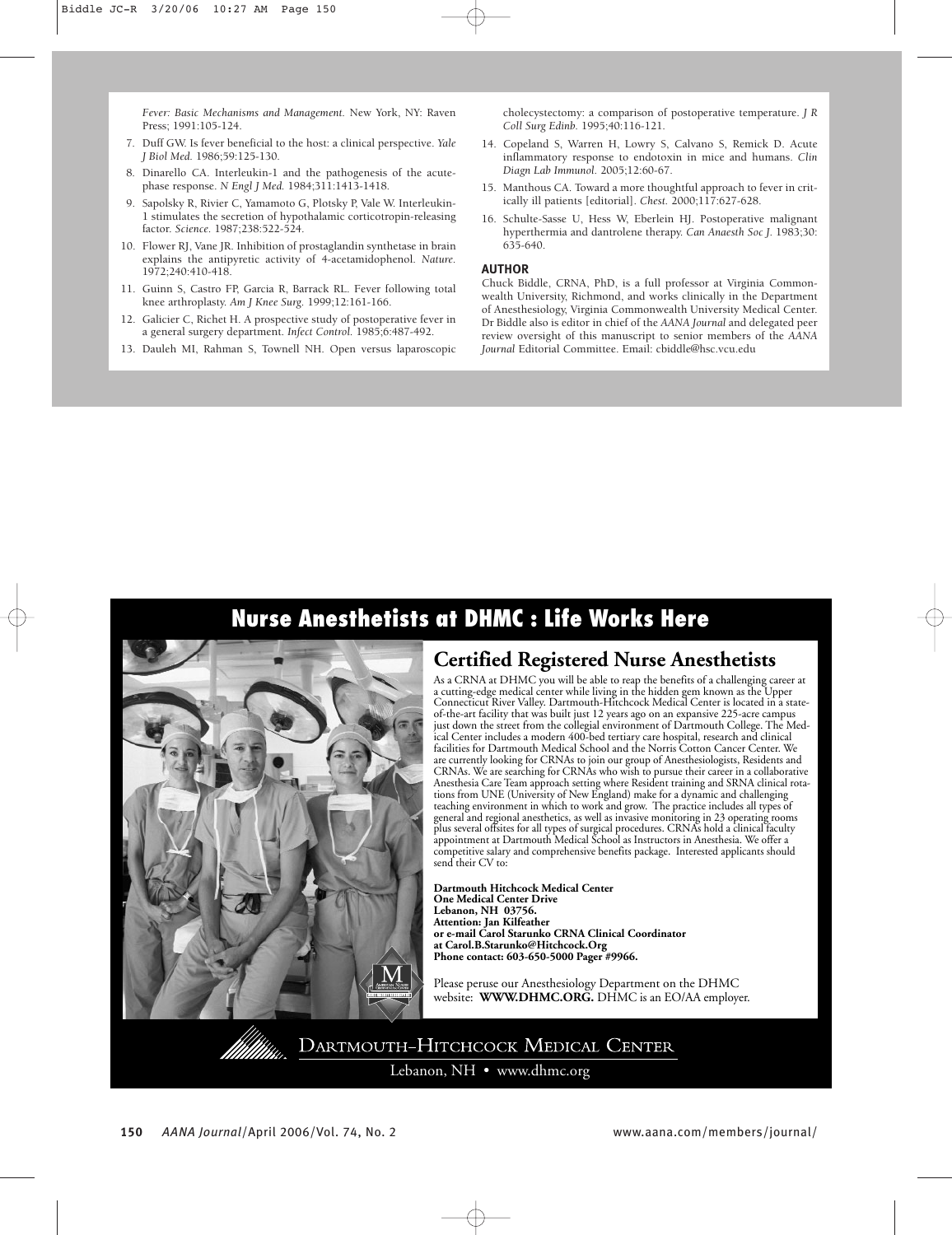*Fever: Basic Mechanisms and Management.* New York, NY: Raven Press; 1991:105-124.

7. Duff GW. Is fever beneficial to the host: a clinical perspective. *Yale J Biol Med.* 1986;59:125-130.
8. Dinarello CA. Interleukin-1 and the pathogenesis of the acute-phase response. *N Engl J Med.* 1984;311:1413-1418.
9. Sapolsky R, Rivier C, Yamamoto G, Plotsky P, Vale W. Interleukin-1 stimulates the secretion of hypothalamic corticotropin-releasing factor. *Science.* 1987;238:522-524.
10. Flower RJ, Vane JR. Inhibition of prostaglandin synthetase in brain explains the antipyretic activity of 4-acetamidophenol. *Nature.* 1972;240:410-418.
11. Guinn S, Castro FP, Garcia R, Barrack RL. Fever following total knee arthroplasty. *Am J Knee Surg.* 1999;12:161-166.
12. Galicier C, Richet H. A prospective study of postoperative fever in a general surgery department. *Infect Control.* 1985;6:487-492.
13. Dauleh MI, Rahman S, Townell NH. Open versus laparoscopic cholecystectomy: a comparison of postoperative temperature. *J R Coll Surg Edinb.* 1995;40:116-121.
14. Copeland S, Warren H, Lowry S, Calvano S, Remick D. Acute inflammatory response to endotoxin in mice and humans. *Clin Diagn Lab Immunol.* 2005;12:60-67.
15. Manthous CA. Toward a more thoughtful approach to fever in critically ill patients [editorial]. *Chest.* 2000;117:627-628.
16. Schulte-Sasse U, Hess W, Eberlein HJ. Postoperative malignant hyperthermia and dantrolene therapy. *Can Anaesth Soc J.* 1983;30: 635-640.

## AUTHOR

Chuck Biddle, CRNA, PhD, is a full professor at Virginia Commonwealth University, Richmond, and works clinically in the Department of Anesthesiology, Virginia Commonwealth University Medical Center. Dr Biddle also is editor in chief of the *AANA Journal* and delegated peer review oversight of this manuscript to senior members of the *AANA Journal* Editorial Committee. Email: cbiddle@hsc.vcu.edu

# Nurse Anesthetists at DHMC : Life Works Here

## Certified Registered Nurse Anesthetists

As a CRNA at DHMC you will be able to reap the benefits of a challenging career at a cutting-edge medical center while living in the hidden gem known as the Upper Connecticut River Valley. Dartmouth-Hitchcock Medical Center is located in a state-of-the-art facility that was built just 12 years ago on an expansive 225-acre campus just down the street from the collegial environment of Dartmouth College. The Medical Center includes a modern 400-bed tertiary care hospital, research and clinical facilities for Dartmouth Medical School and the Norris Cotton Cancer Center. We are currently looking for CRNAs to join our group of Anesthesiologists, Residents and CRNAs. We are searching for CRNAs who wish to pursue their career in a collaborative Anesthesia Care Team approach setting where Resident training and SRNA clinical rotations from UNE (University of New England) make for a dynamic and challenging teaching environment in which to work and grow. The practice includes all types of general and regional anesthetics, as well as invasive monitoring in 23 operating rooms plus several offsites for all types of surgical procedures. CRNAs hold a clinical faculty appointment at Dartmouth Medical School as Instructors in Anesthesia. We offer a competitive salary and comprehensive benefits package. Interested applicants should send their CV to:

**Dartmouth Hitchcock Medical Center**
**One Medical Center Drive**
**Lebanon, NH 03756.**
**Attention: Jan Kilfeather**
**or e-mail Carol Starunko CRNA Clinical Coordinator**
**at Carol.B.Starunko@Hitchcock.Org**
**Phone contact: 603-650-5000 Pager #9966.**

Please peruse our Anesthesiology Department on the DHMC website: **WWW.DHMC.ORG.** DHMC is an EO/AA employer.

DARTMOUTH–HITCHCOCK MEDICAL CENTER

Lebanon, NH • www.dhmc.org